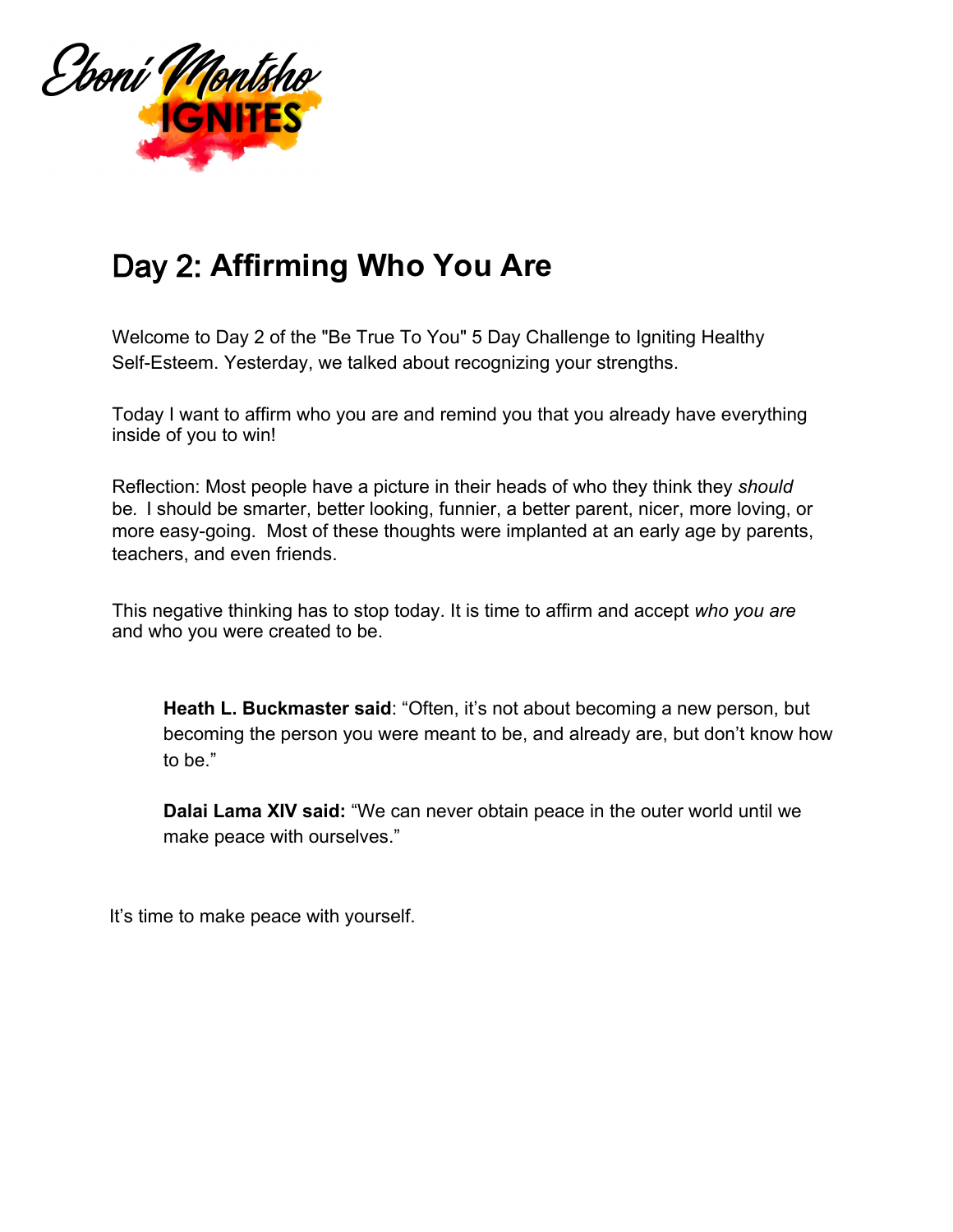Eboni Montsho IGNITES

# Day 2: Affirming Who You Are

Welcome to Day 2 of the "Be True To You" 5 Day Challenge to Igniting Healthy Self-Esteem. Yesterday, we talked about recognizing your strengths.

Today I want to affirm who you are and remind you that you already have everything inside of you to win!

Reflection: Most people have a picture in their heads of who they think they *should* be. I should be smarter, better looking, funnier, a better parent, nicer, more loving, or more easy-going. Most of these thoughts were implanted at an early age by parents, teachers, and even friends.

This negative thinking has to stop today. It is time to affirm and accept *who you are* and who you were created to be.

> **Heath L. Buckmaster said**: "Often, it's not about becoming a new person, but becoming the person you were meant to be, and already are, but don't know how to be."
>
> **Dalai Lama XIV said:** "We can never obtain peace in the outer world until we make peace with ourselves."

It's time to make peace with yourself.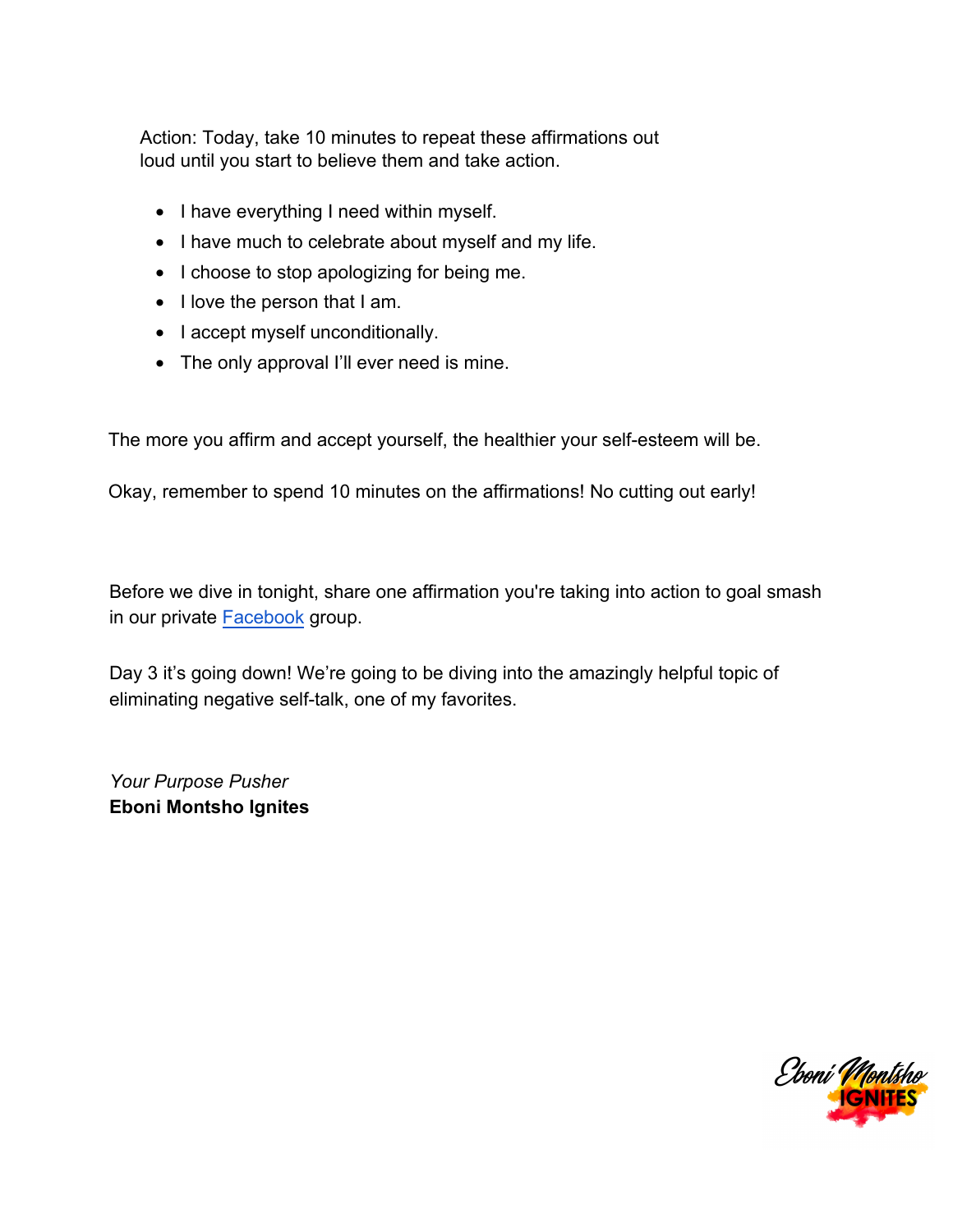Action: Today, take 10 minutes to repeat these affirmations out loud until you start to believe them and take action.

- I have everything I need within myself.
- I have much to celebrate about myself and my life.
- I choose to stop apologizing for being me.
- I love the person that I am.
- I accept myself unconditionally.
- The only approval I'll ever need is mine.

The more you affirm and accept yourself, the healthier your self-esteem will be.

Okay, remember to spend 10 minutes on the affirmations! No cutting out early!

Before we dive in tonight, share one affirmation you're taking into action to goal smash in our private Facebook group.

Day 3 it's going down! We're going to be diving into the amazingly helpful topic of eliminating negative self-talk, one of my favorites.

*Your Purpose Pusher*
**Eboni Montsho Ignites**

Eboni Montsho IGNITES